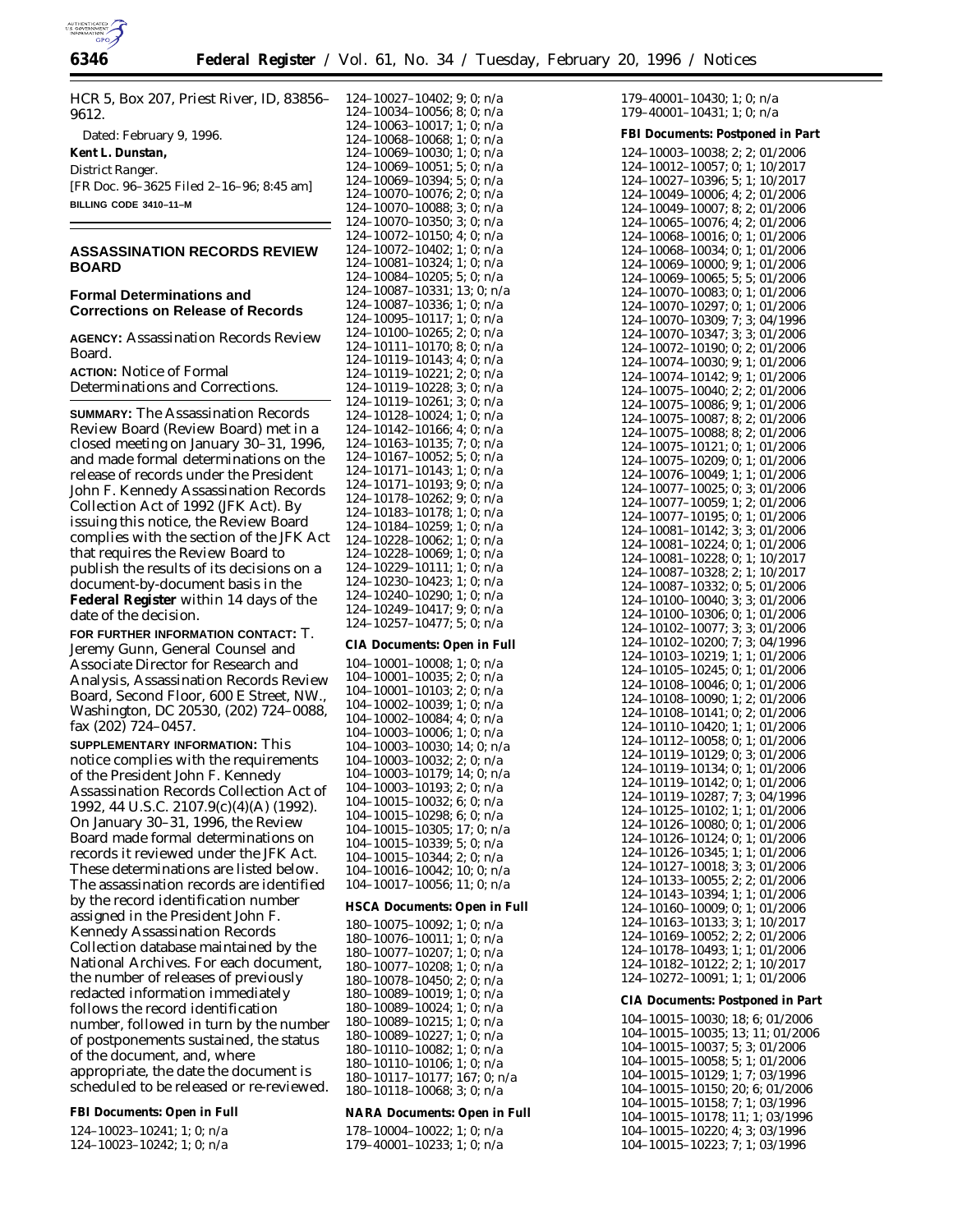HCR 5, Box 207, Priest River, ID, 83856–9612.

Dated: February 9, 1996.

**Kent L. Dunstan,**

*District Ranger.*

[FR Doc. 96–3625 Filed 2–16–96; 8:45 am]

**BILLING CODE 3410–11–M**

## ASSASSINATION RECORDS REVIEW BOARD

### Formal Determinations and Corrections on Release of Records

**AGENCY:** Assassination Records Review Board.

**ACTION:** Notice of Formal Determinations and Corrections.

**SUMMARY:** The Assassination Records Review Board (Review Board) met in a closed meeting on January 30–31, 1996, and made formal determinations on the release of records under the President John F. Kennedy Assassination Records Collection Act of 1992 (JFK Act). By issuing this notice, the Review Board complies with the section of the JFK Act that requires the Review Board to publish the results of its decisions on a document-by-document basis in the **Federal Register** within 14 days of the date of the decision.

**FOR FURTHER INFORMATION CONTACT:** T. Jeremy Gunn, General Counsel and Associate Director for Research and Analysis, Assassination Records Review Board, Second Floor, 600 E Street, NW., Washington, DC 20530, (202) 724–0088, fax (202) 724–0457.

**SUPPLEMENTARY INFORMATION:** This notice complies with the requirements of the President John F. Kennedy Assassination Records Collection Act of 1992, 44 U.S.C. 2107.9(c)(4)(A) (1992). On January 30–31, 1996, the Review Board made formal determinations on records it reviewed under the JFK Act. These determinations are listed below. The assassination records are identified by the record identification number assigned in the President John F. Kennedy Assassination Records Collection database maintained by the National Archives. For each document, the number of releases of previously redacted information immediately follows the record identification number, followed in turn by the number of postponements sustained, the status of the document, and, where appropriate, the date the document is scheduled to be released or re-reviewed.

**FBI Documents: Open in Full**

124–10023–10241; 1; 0; n/a
124–10023–10242; 1; 0; n/a
124–10027–10402; 9; 0; n/a
124–10034–10056; 8; 0; n/a
124–10063–10017; 1; 0; n/a
124–10068–10068; 1; 0; n/a
124–10069–10030; 1; 0; n/a
124–10069–10051; 5; 0; n/a
124–10069–10394; 5; 0; n/a
124–10070–10076; 2; 0; n/a
124–10070–10088; 3; 0; n/a
124–10070–10350; 3; 0; n/a
124–10072–10150; 4; 0; n/a
124–10072–10402; 1; 0; n/a
124–10081–10324; 1; 0; n/a
124–10084–10205; 5; 0; n/a
124–10087–10331; 13; 0; n/a
124–10087–10336; 1; 0; n/a
124–10095–10117; 1; 0; n/a
124–10100–10265; 2; 0; n/a
124–10111–10170; 8; 0; n/a
124–10119–10143; 4; 0; n/a
124–10119–10221; 2; 0; n/a
124–10119–10228; 3; 0; n/a
124–10119–10261; 3; 0; n/a
124–10128–10024; 1; 0; n/a
124–10142–10166; 4; 0; n/a
124–10163–10135; 7; 0; n/a
124–10167–10052; 5; 0; n/a
124–10171–10143; 1; 0; n/a
124–10171–10193; 9; 0; n/a
124–10178–10262; 9; 0; n/a
124–10183–10178; 1; 0; n/a
124–10184–10259; 1; 0; n/a
124–10228–10062; 1; 0; n/a
124–10228–10069; 1; 0; n/a
124–10229–10111; 1; 0; n/a
124–10230–10423; 1; 0; n/a
124–10240–10290; 1; 0; n/a
124–10249–10417; 9; 0; n/a
124–10257–10477; 5; 0; n/a

**CIA Documents: Open in Full**

104–10001–10008; 1; 0; n/a
104–10001–10035; 2; 0; n/a
104–10001–10103; 2; 0; n/a
104–10002–10039; 1; 0; n/a
104–10002–10084; 4; 0; n/a
104–10003–10006; 1; 0; n/a
104–10003–10030; 14; 0; n/a
104–10003–10032; 2; 0; n/a
104–10003–10179; 14; 0; n/a
104–10003–10193; 2; 0; n/a
104–10015–10032; 6; 0; n/a
104–10015–10298; 6; 0; n/a
104–10015–10305; 17; 0; n/a
104–10015–10339; 5; 0; n/a
104–10015–10344; 2; 0; n/a
104–10016–10042; 10; 0; n/a
104–10017–10056; 11; 0; n/a

**HSCA Documents: Open in Full**

180–10075–10092; 1; 0; n/a
180–10076–10011; 1; 0; n/a
180–10077–10207; 1; 0; n/a
180–10077–10208; 1; 0; n/a
180–10078–10450; 2; 0; n/a
180–10089–10019; 1; 0; n/a
180–10089–10024; 1; 0; n/a
180–10089–10215; 1; 0; n/a
180–10089–10227; 1; 0; n/a
180–10110–10082; 1; 0; n/a
180–10110–10106; 1; 0; n/a
180–10117–10177; 167; 0; n/a
180–10118–10068; 3; 0; n/a

**NARA Documents: Open in Full**

178–10004–10022; 1; 0; n/a
179–40001–10233; 1; 0; n/a
179–40001–10430; 1; 0; n/a
179–40001–10431; 1; 0; n/a

**FBI Documents: Postponed in Part**

124–10003–10038; 2; 2; 01/2006
124–10012–10057; 0; 1; 10/2017
124–10027–10396; 5; 1; 10/2017
124–10049–10006; 4; 2; 01/2006
124–10049–10007; 8; 2; 01/2006
124–10065–10076; 4; 2; 01/2006
124–10068–10016; 0; 1; 01/2006
124–10068–10034; 0; 1; 01/2006
124–10069–10000; 9; 1; 01/2006
124–10069–10065; 5; 5; 01/2006
124–10070–10083; 0; 1; 01/2006
124–10070–10297; 0; 1; 01/2006
124–10070–10309; 7; 3; 04/1996
124–10070–10347; 3; 3; 01/2006
124–10072–10190; 0; 2; 01/2006
124–10074–10030; 9; 1; 01/2006
124–10074–10142; 9; 1; 01/2006
124–10075–10040; 2; 2; 01/2006
124–10075–10086; 9; 1; 01/2006
124–10075–10087; 8; 2; 01/2006
124–10075–10088; 8; 2; 01/2006
124–10075–10121; 0; 1; 01/2006
124–10075–10209; 0; 1; 01/2006
124–10076–10049; 1; 1; 01/2006
124–10077–10025; 0; 3; 01/2006
124–10077–10059; 1; 2; 01/2006
124–10077–10195; 0; 1; 01/2006
124–10081–10142; 3; 3; 01/2006
124–10081–10224; 0; 1; 01/2006
124–10081–10228; 0; 1; 10/2017
124–10087–10328; 2; 1; 10/2017
124–10087–10332; 0; 5; 01/2006
124–10100–10040; 3; 3; 01/2006
124–10100–10306; 0; 1; 01/2006
124–10102–10077; 3; 3; 01/2006
124–10102–10200; 7; 3; 04/1996
124–10103–10219; 1; 1; 01/2006
124–10105–10245; 0; 1; 01/2006
124–10108–10046; 0; 1; 01/2006
124–10108–10090; 1; 2; 01/2006
124–10108–10141; 0; 2; 01/2006
124–10110–10420; 1; 1; 01/2006
124–10112–10058; 0; 1; 01/2006
124–10119–10129; 0; 3; 01/2006
124–10119–10134; 0; 1; 01/2006
124–10119–10142; 0; 1; 01/2006
124–10119–10287; 7; 3; 04/1996
124–10125–10102; 1; 1; 01/2006
124–10126–10080; 0; 1; 01/2006
124–10126–10124; 0; 1; 01/2006
124–10126–10345; 1; 1; 01/2006
124–10127–10018; 3; 3; 01/2006
124–10133–10055; 2; 2; 01/2006
124–10143–10394; 1; 1; 01/2006
124–10160–10009; 0; 1; 01/2006
124–10163–10133; 3; 1; 10/2017
124–10169–10052; 2; 2; 01/2006
124–10178–10493; 1; 1; 01/2006
124–10182–10122; 2; 1; 10/2017
124–10272–10091; 1; 1; 01/2006

**CIA Documents: Postponed in Part**

104–10015–10030; 18; 6; 01/2006
104–10015–10035; 13; 11; 01/2006
104–10015–10037; 5; 3; 01/2006
104–10015–10058; 5; 1; 01/2006
104–10015–10129; 1; 7; 03/1996
104–10015–10150; 20; 6; 01/2006
104–10015–10158; 7; 1; 03/1996
104–10015–10178; 11; 1; 03/1996
104–10015–10220; 4; 3; 03/1996
104–10015–10223; 7; 1; 03/1996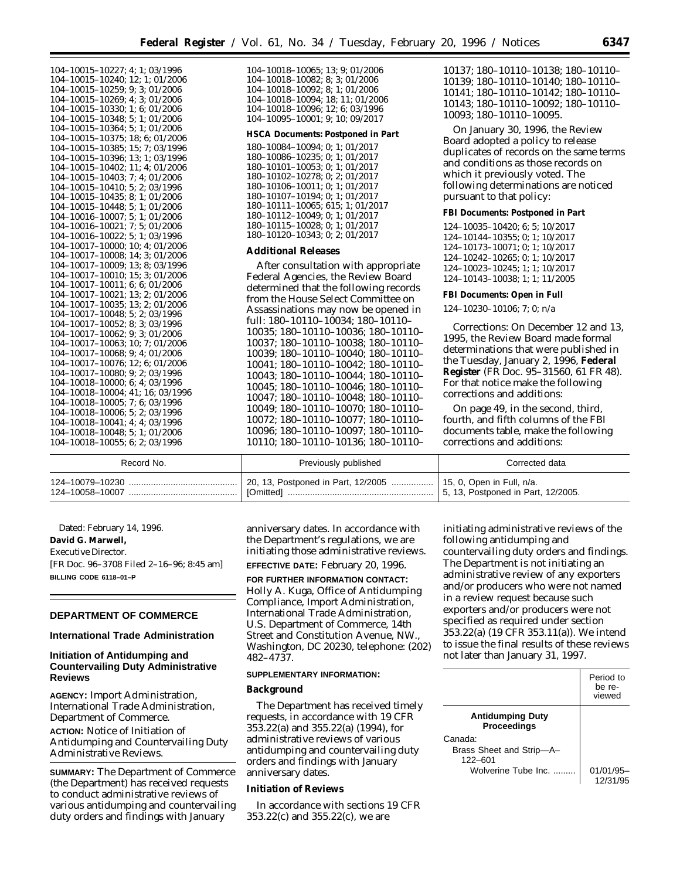104–10015–10227; 4; 1; 03/1996
104–10015–10240; 12; 1; 01/2006
104–10015–10259; 9; 3; 01/2006
104–10015–10269; 4; 3; 01/2006
104–10015–10330; 1; 6; 01/2006
104–10015–10348; 5; 1; 01/2006
104–10015–10364; 5; 1; 01/2006
104–10015–10375; 18; 6; 01/2006
104–10015–10385; 15; 7; 03/1996
104–10015–10396; 13; 1; 03/1996
104–10015–10402; 11; 4; 01/2006
104–10015–10403; 7; 4; 01/2006
104–10015–10410; 5; 2; 03/1996
104–10015–10435; 8; 1; 01/2006
104–10015–10448; 5; 1; 01/2006
104–10016–10007; 5; 1; 01/2006
104–10016–10021; 7; 5; 01/2006
104–10016–10022; 5; 1; 03/1996
104–10017–10000; 10; 4; 01/2006
104–10017–10008; 14; 3; 01/2006
104–10017–10009; 13; 8; 03/1996
104–10017–10010; 15; 3; 01/2006
104–10017–10011; 6; 6; 01/2006
104–10017–10021; 13; 2; 01/2006
104–10017–10035; 13; 2; 01/2006
104–10017–10048; 5; 2; 03/1996
104–10017–10052; 8; 3; 03/1996
104–10017–10062; 9; 3; 01/2006
104–10017–10063; 10; 7; 01/2006
104–10017–10068; 9; 4; 01/2006
104–10017–10076; 12; 6; 01/2006
104–10017–10080; 9; 2; 03/1996
104–10018–10000; 6; 4; 03/1996
104–10018–10004; 41; 16; 03/1996
104–10018–10005; 7; 6; 03/1996
104–10018–10006; 5; 2; 03/1996
104–10018–10041; 4; 4; 03/1996
104–10018–10048; 5; 1; 01/2006
104–10018–10055; 6; 2; 03/1996
104–10018–10065; 13; 9; 01/2006
104–10018–10082; 8; 3; 01/2006
104–10018–10092; 8; 1; 01/2006
104–10018–10094; 18; 11; 01/2006
104–10018–10096; 12; 6; 03/1996
104–10095–10001; 9; 10; 09/2017

**HSCA Documents: Postponed in Part**

180–10084–10094; 0; 1; 01/2017
180–10086–10235; 0; 1; 01/2017
180–10101–10053; 0; 1; 01/2017
180–10102–10278; 0; 2; 01/2017
180–10106–10011; 0; 1; 01/2017
180–10107–10194; 0; 1; 01/2017
180–10111–10065; 615; 1; 01/2017
180–10112–10049; 0; 1; 01/2017
180–10115–10028; 0; 1; 01/2017
180–10120–10343; 0; 2; 01/2017

## Additional Releases

After consultation with appropriate Federal Agencies, the Review Board determined that the following records from the House Select Committee on Assassinations may now be opened in full: 180–10110–10034; 180–10110–10035; 180–10110–10036; 180–10110–10037; 180–10110–10038; 180–10110–10039; 180–10110–10040; 180–10110–10041; 180–10110–10042; 180–10110–10043; 180–10110–10044; 180–10110–10045; 180–10110–10046; 180–10110–10047; 180–10110–10048; 180–10110–10049; 180–10110–10070; 180–10110–10072; 180–10110–10077; 180–10110–10096; 180–10110–10097; 180–10110–10110; 180–10110–10136; 180–10110–10137; 180–10110–10138; 180–10110–10139; 180–10110–10140; 180–10110–10141; 180–10110–10142; 180–10110–10143; 180–10110–10092; 180–10110–10093; 180–10110–10095.

On January 30, 1996, the Review Board adopted a policy to release duplicates of records on the same terms and conditions as those records on which it previously voted. The following determinations are noticed pursuant to that policy:

**FBI Documents: Postponed in Part**

124–10035–10420; 6; 5; 10/2017
124–10144–10355; 0; 1; 10/2017
124–10173–10071; 0; 1; 10/2017
124–10242–10265; 0; 1; 10/2017
124–10023–10245; 1; 1; 10/2017
124–10143–10038; 1; 1; 11/2005

**FBI Documents: Open in Full**

124–10230–10106; 7; 0; n/a

Corrections: On December 12 and 13, 1995, the Review Board made formal determinations that were published in the Tuesday, January 2, 1996, **Federal Register** (FR Doc. 95–31560, 61 FR 48). For that notice make the following corrections and additions:

On page 49, in the second, third, fourth, and fifth columns of the FBI documents table, make the following corrections and additions:

| Record No. | Previously published | Corrected data |
|---|---|---|
| 124–10079–10230 | 20, 13, Postponed in Part, 12/2005 | 15, 0, Open in Full, n/a. |
| 124–10058–10007 | [Omitted] | 5, 13, Postponed in Part, 12/2005. |

Dated: February 14, 1996.

**David G. Marwell,**

*Executive Director.*

[FR Doc. 96–3708 Filed 2–16–96; 8:45 am]

**BILLING CODE 6118–01–P**

## DEPARTMENT OF COMMERCE

### International Trade Administration

### Initiation of Antidumping and Countervailing Duty Administrative Reviews

**AGENCY:** Import Administration, International Trade Administration, Department of Commerce.

**ACTION:** Notice of Initiation of Antidumping and Countervailing Duty Administrative Reviews.

**SUMMARY:** The Department of Commerce (the Department) has received requests to conduct administrative reviews of various antidumping and countervailing duty orders and findings with January anniversary dates. In accordance with the Department's regulations, we are initiating those administrative reviews.

**EFFECTIVE DATE:** February 20, 1996.

**FOR FURTHER INFORMATION CONTACT:** Holly A. Kuga, Office of Antidumping Compliance, Import Administration, International Trade Administration, U.S. Department of Commerce, 14th Street and Constitution Avenue, NW., Washington, DC 20230, telephone: (202) 482–4737.

**SUPPLEMENTARY INFORMATION:**

**Background**

The Department has received timely requests, in accordance with 19 CFR 353.22(a) and 355.22(a) (1994), for administrative reviews of various antidumping and countervailing duty orders and findings with January anniversary dates.

**Initiation of Reviews**

In accordance with sections 19 CFR 353.22(c) and 355.22(c), we are initiating administrative reviews of the following antidumping and countervailing duty orders and findings. The Department is not initiating an administrative review of any exporters and/or producers who were not named in a review request because such exporters and/or producers were not specified as required under section 353.22(a) (19 CFR 353.11(a)). We intend to issue the final results of these reviews not later than January 31, 1997.

| | Period to be reviewed |
|---|---|
| **Antidumping Duty Proceedings** | |
| Canada: | |
| Brass Sheet and Strip—A–122–601 | |
| Wolverine Tube Inc. | 01/01/95–12/31/95 |